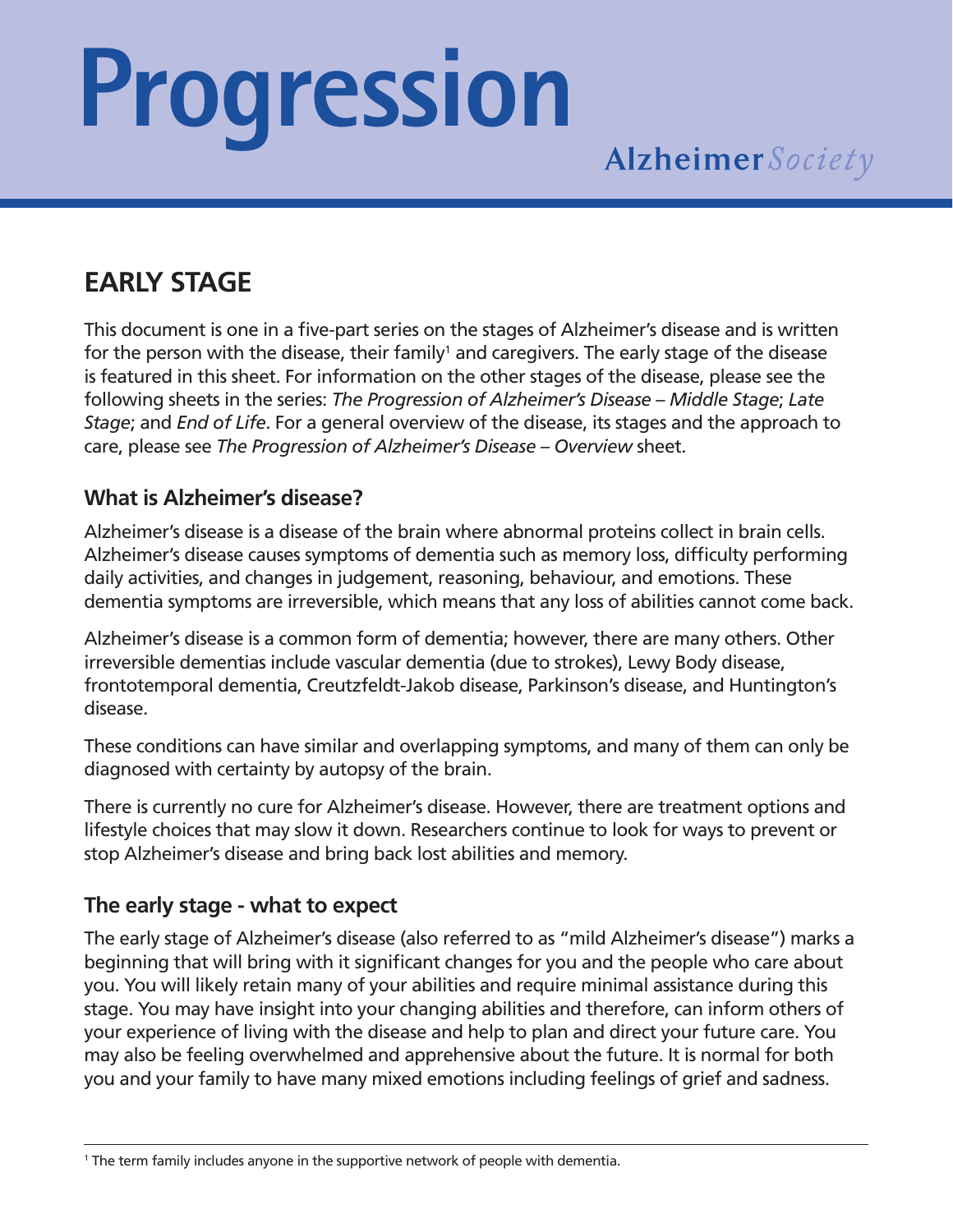# Progression

Alzheimer*Society*

## EARLY STAGE

This document is one in a five-part series on the stages of Alzheimer's disease and is written for the person with the disease, their family[1] and caregivers. The early stage of the disease is featured in this sheet. For information on the other stages of the disease, please see the following sheets in the series: *The Progression of Alzheimer's Disease – Middle Stage*; *Late Stage*; and *End of Life*. For a general overview of the disease, its stages and the approach to care, please see *The Progression of Alzheimer's Disease – Overview* sheet.

### What is Alzheimer's disease?

Alzheimer's disease is a disease of the brain where abnormal proteins collect in brain cells. Alzheimer's disease causes symptoms of dementia such as memory loss, difficulty performing daily activities, and changes in judgement, reasoning, behaviour, and emotions. These dementia symptoms are irreversible, which means that any loss of abilities cannot come back.

Alzheimer's disease is a common form of dementia; however, there are many others. Other irreversible dementias include vascular dementia (due to strokes), Lewy Body disease, frontotemporal dementia, Creutzfeldt-Jakob disease, Parkinson's disease, and Huntington's disease.

These conditions can have similar and overlapping symptoms, and many of them can only be diagnosed with certainty by autopsy of the brain.

There is currently no cure for Alzheimer's disease. However, there are treatment options and lifestyle choices that may slow it down. Researchers continue to look for ways to prevent or stop Alzheimer's disease and bring back lost abilities and memory.

### The early stage - what to expect

The early stage of Alzheimer's disease (also referred to as "mild Alzheimer's disease") marks a beginning that will bring with it significant changes for you and the people who care about you. You will likely retain many of your abilities and require minimal assistance during this stage. You may have insight into your changing abilities and therefore, can inform others of your experience of living with the disease and help to plan and direct your future care. You may also be feeling overwhelmed and apprehensive about the future. It is normal for both you and your family to have many mixed emotions including feelings of grief and sadness.

---

[1] The term family includes anyone in the supportive network of people with dementia.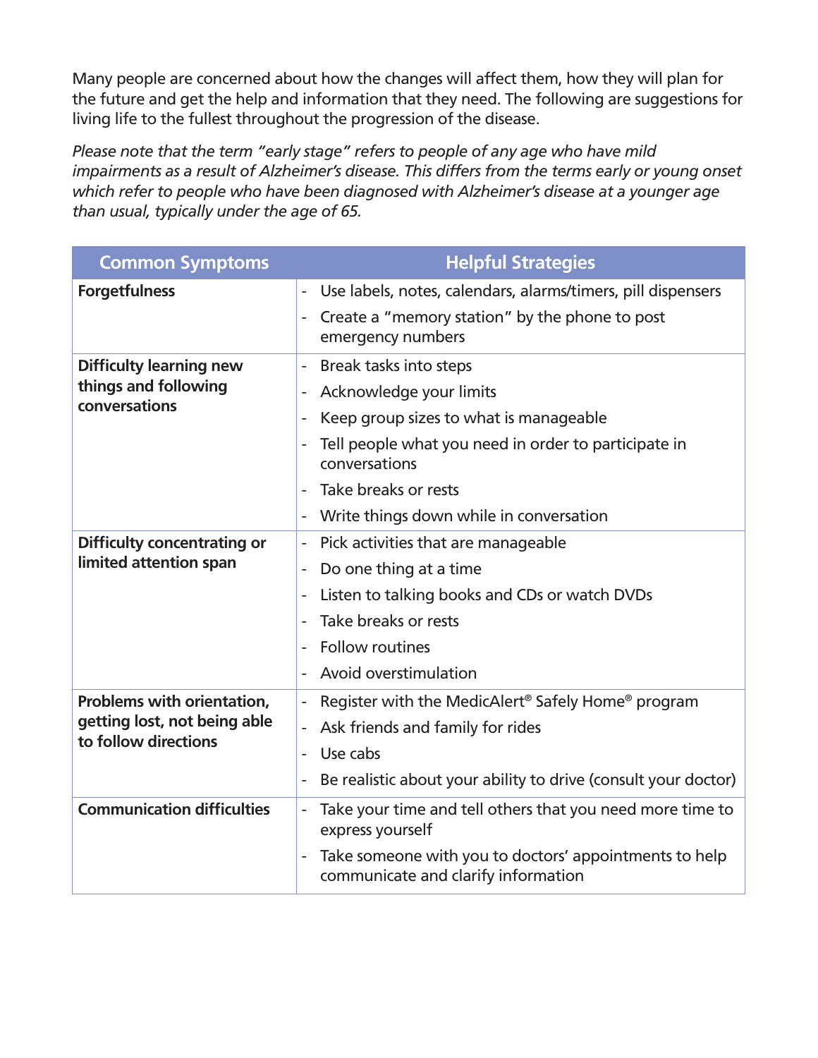Many people are concerned about how the changes will affect them, how they will plan for the future and get the help and information that they need. The following are suggestions for living life to the fullest throughout the progression of the disease.

*Please note that the term "early stage" refers to people of any age who have mild impairments as a result of Alzheimer's disease. This differs from the terms early or young onset which refer to people who have been diagnosed with Alzheimer's disease at a younger age than usual, typically under the age of 65.*

| Common Symptoms | Helpful Strategies |
|---|---|
| **Forgetfulness** | - Use labels, notes, calendars, alarms/timers, pill dispensers<br>- Create a "memory station" by the phone to post emergency numbers |
| **Difficulty learning new things and following conversations** | - Break tasks into steps<br>- Acknowledge your limits<br>- Keep group sizes to what is manageable<br>- Tell people what you need in order to participate in conversations<br>- Take breaks or rests<br>- Write things down while in conversation |
| **Difficulty concentrating or limited attention span** | - Pick activities that are manageable<br>- Do one thing at a time<br>- Listen to talking books and CDs or watch DVDs<br>- Take breaks or rests<br>- Follow routines<br>- Avoid overstimulation |
| **Problems with orientation, getting lost, not being able to follow directions** | - Register with the MedicAlert® Safely Home® program<br>- Ask friends and family for rides<br>- Use cabs<br>- Be realistic about your ability to drive (consult your doctor) |
| **Communication difficulties** | - Take your time and tell others that you need more time to express yourself<br>- Take someone with you to doctors' appointments to help communicate and clarify information |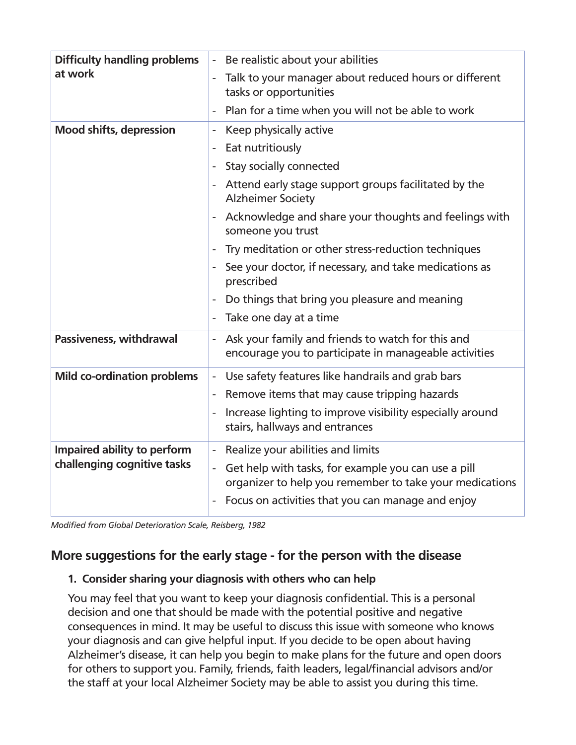| | |
|---|---|
| **Difficulty handling problems at work** | - Be realistic about your abilities<br>- Talk to your manager about reduced hours or different tasks or opportunities<br>- Plan for a time when you will not be able to work |
| **Mood shifts, depression** | - Keep physically active<br>- Eat nutritiously<br>- Stay socially connected<br>- Attend early stage support groups facilitated by the Alzheimer Society<br>- Acknowledge and share your thoughts and feelings with someone you trust<br>- Try meditation or other stress-reduction techniques<br>- See your doctor, if necessary, and take medications as prescribed<br>- Do things that bring you pleasure and meaning<br>- Take one day at a time |
| **Passiveness, withdrawal** | - Ask your family and friends to watch for this and encourage you to participate in manageable activities |
| **Mild co-ordination problems** | - Use safety features like handrails and grab bars<br>- Remove items that may cause tripping hazards<br>- Increase lighting to improve visibility especially around stairs, hallways and entrances |
| **Impaired ability to perform challenging cognitive tasks** | - Realize your abilities and limits<br>- Get help with tasks, for example you can use a pill organizer to help you remember to take your medications<br>- Focus on activities that you can manage and enjoy |

*Modified from Global Deterioration Scale, Reisberg, 1982*

## More suggestions for the early stage - for the person with the disease

**1. Consider sharing your diagnosis with others who can help**

You may feel that you want to keep your diagnosis confidential. This is a personal decision and one that should be made with the potential positive and negative consequences in mind. It may be useful to discuss this issue with someone who knows your diagnosis and can give helpful input. If you decide to be open about having Alzheimer's disease, it can help you begin to make plans for the future and open doors for others to support you. Family, friends, faith leaders, legal/financial advisors and/or the staff at your local Alzheimer Society may be able to assist you during this time.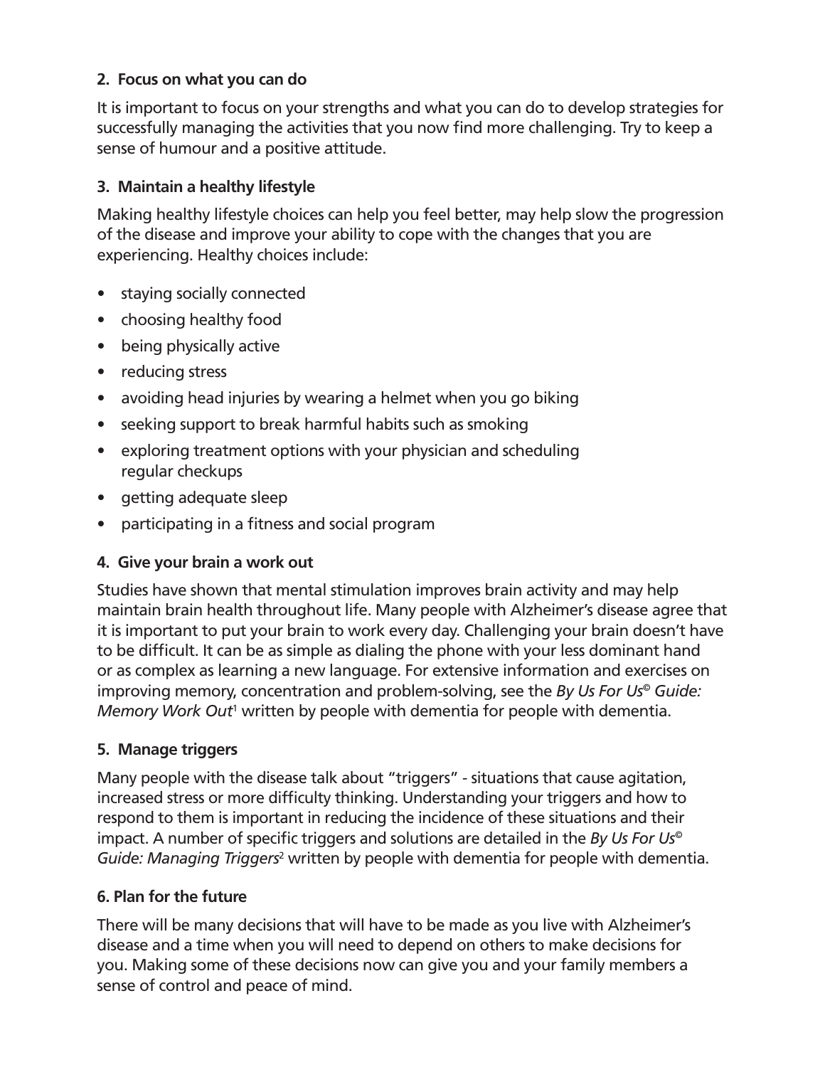**2. Focus on what you can do**

It is important to focus on your strengths and what you can do to develop strategies for successfully managing the activities that you now find more challenging. Try to keep a sense of humour and a positive attitude.

**3. Maintain a healthy lifestyle**

Making healthy lifestyle choices can help you feel better, may help slow the progression of the disease and improve your ability to cope with the changes that you are experiencing. Healthy choices include:

- staying socially connected
- choosing healthy food
- being physically active
- reducing stress
- avoiding head injuries by wearing a helmet when you go biking
- seeking support to break harmful habits such as smoking
- exploring treatment options with your physician and scheduling regular checkups
- getting adequate sleep
- participating in a fitness and social program

**4. Give your brain a work out**

Studies have shown that mental stimulation improves brain activity and may help maintain brain health throughout life. Many people with Alzheimer's disease agree that it is important to put your brain to work every day. Challenging your brain doesn't have to be difficult. It can be as simple as dialing the phone with your less dominant hand or as complex as learning a new language. For extensive information and exercises on improving memory, concentration and problem-solving, see the *By Us For Us© Guide: Memory Work Out*[1] written by people with dementia for people with dementia.

**5. Manage triggers**

Many people with the disease talk about "triggers" - situations that cause agitation, increased stress or more difficulty thinking. Understanding your triggers and how to respond to them is important in reducing the incidence of these situations and their impact. A number of specific triggers and solutions are detailed in the *By Us For Us© Guide: Managing Triggers*[2] written by people with dementia for people with dementia.

**6. Plan for the future**

There will be many decisions that will have to be made as you live with Alzheimer's disease and a time when you will need to depend on others to make decisions for you. Making some of these decisions now can give you and your family members a sense of control and peace of mind.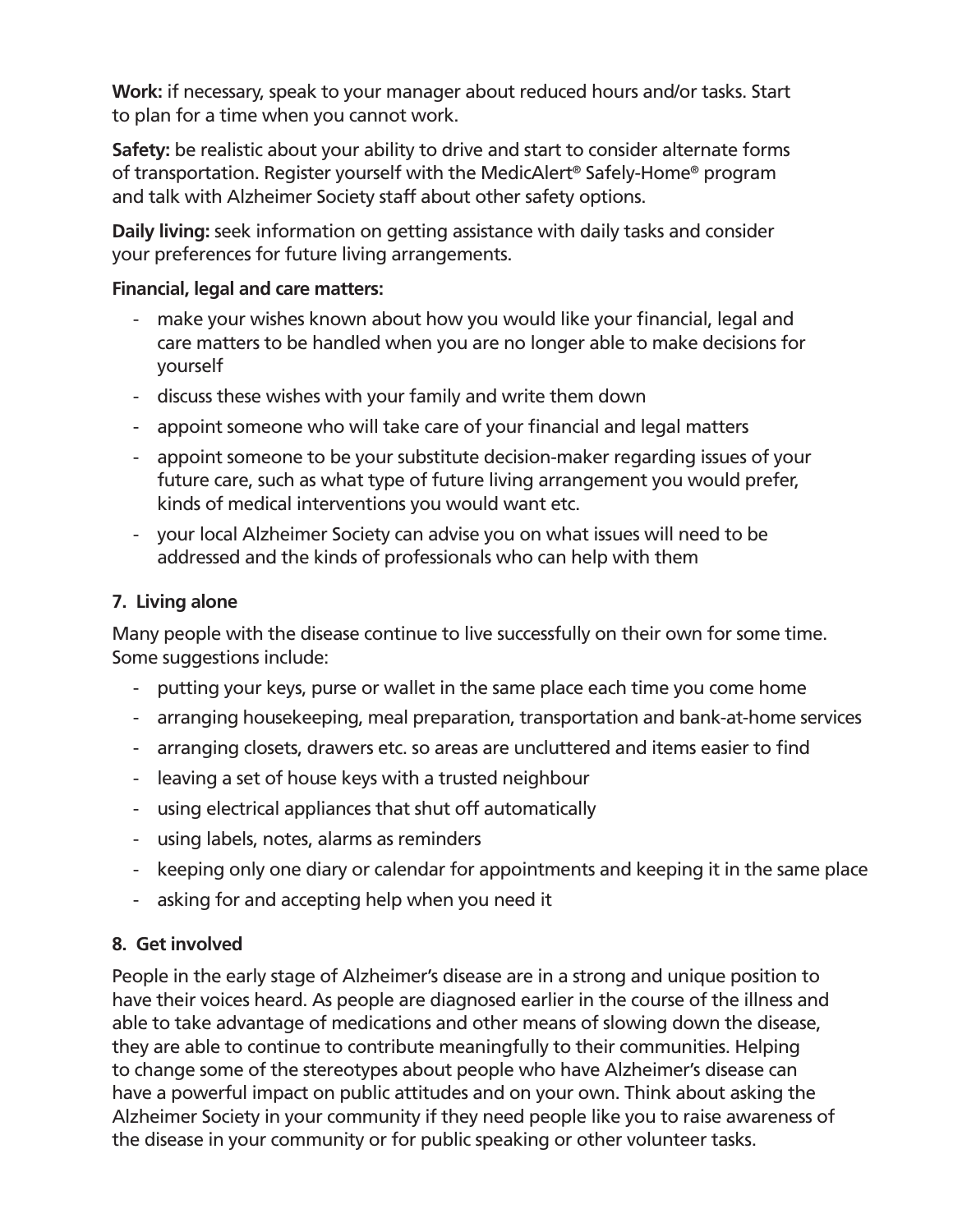**Work:** if necessary, speak to your manager about reduced hours and/or tasks. Start to plan for a time when you cannot work.

**Safety:** be realistic about your ability to drive and start to consider alternate forms of transportation. Register yourself with the MedicAlert® Safely-Home® program and talk with Alzheimer Society staff about other safety options.

**Daily living:** seek information on getting assistance with daily tasks and consider your preferences for future living arrangements.

**Financial, legal and care matters:**

- make your wishes known about how you would like your financial, legal and care matters to be handled when you are no longer able to make decisions for yourself
- discuss these wishes with your family and write them down
- appoint someone who will take care of your financial and legal matters
- appoint someone to be your substitute decision-maker regarding issues of your future care, such as what type of future living arrangement you would prefer, kinds of medical interventions you would want etc.
- your local Alzheimer Society can advise you on what issues will need to be addressed and the kinds of professionals who can help with them

### 7. Living alone

Many people with the disease continue to live successfully on their own for some time. Some suggestions include:

- putting your keys, purse or wallet in the same place each time you come home
- arranging housekeeping, meal preparation, transportation and bank-at-home services
- arranging closets, drawers etc. so areas are uncluttered and items easier to find
- leaving a set of house keys with a trusted neighbour
- using electrical appliances that shut off automatically
- using labels, notes, alarms as reminders
- keeping only one diary or calendar for appointments and keeping it in the same place
- asking for and accepting help when you need it

### 8. Get involved

People in the early stage of Alzheimer's disease are in a strong and unique position to have their voices heard. As people are diagnosed earlier in the course of the illness and able to take advantage of medications and other means of slowing down the disease, they are able to continue to contribute meaningfully to their communities. Helping to change some of the stereotypes about people who have Alzheimer's disease can have a powerful impact on public attitudes and on your own. Think about asking the Alzheimer Society in your community if they need people like you to raise awareness of the disease in your community or for public speaking or other volunteer tasks.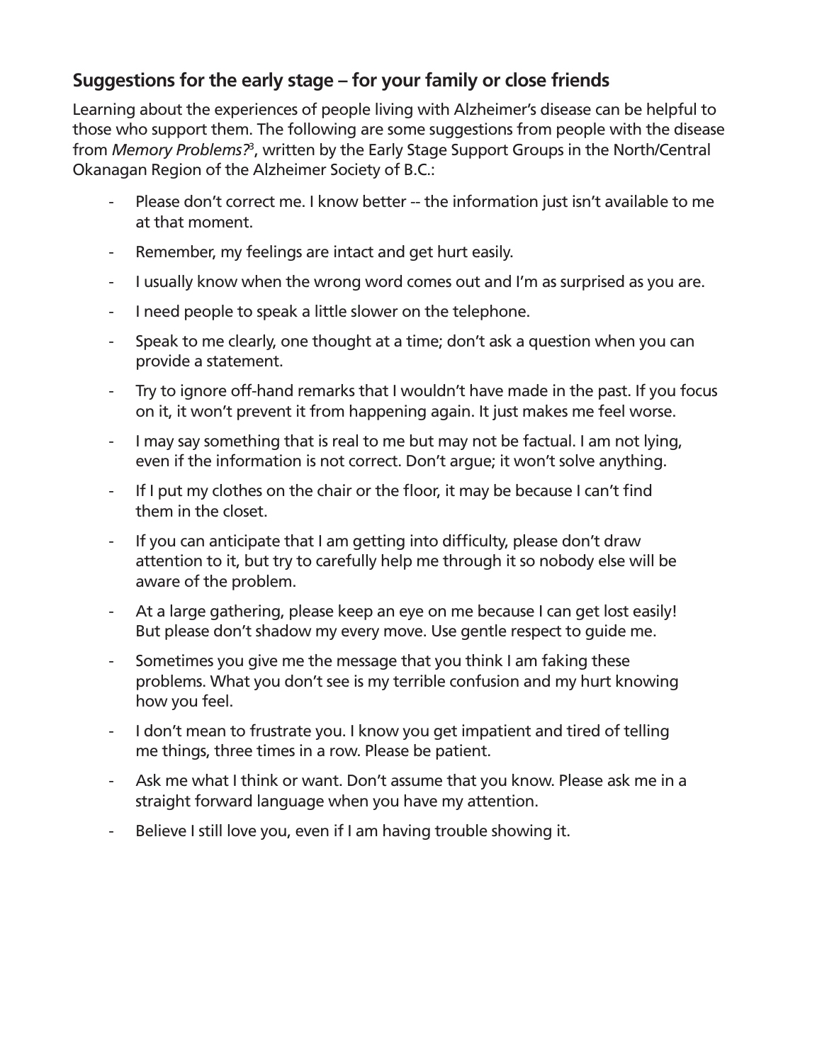## Suggestions for the early stage – for your family or close friends

Learning about the experiences of people living with Alzheimer's disease can be helpful to those who support them. The following are some suggestions from people with the disease from *Memory Problems?*[3], written by the Early Stage Support Groups in the North/Central Okanagan Region of the Alzheimer Society of B.C.:

- Please don't correct me. I know better -- the information just isn't available to me at that moment.
- Remember, my feelings are intact and get hurt easily.
- I usually know when the wrong word comes out and I'm as surprised as you are.
- I need people to speak a little slower on the telephone.
- Speak to me clearly, one thought at a time; don't ask a question when you can provide a statement.
- Try to ignore off-hand remarks that I wouldn't have made in the past. If you focus on it, it won't prevent it from happening again. It just makes me feel worse.
- I may say something that is real to me but may not be factual. I am not lying, even if the information is not correct. Don't argue; it won't solve anything.
- If I put my clothes on the chair or the floor, it may be because I can't find them in the closet.
- If you can anticipate that I am getting into difficulty, please don't draw attention to it, but try to carefully help me through it so nobody else will be aware of the problem.
- At a large gathering, please keep an eye on me because I can get lost easily! But please don't shadow my every move. Use gentle respect to guide me.
- Sometimes you give me the message that you think I am faking these problems. What you don't see is my terrible confusion and my hurt knowing how you feel.
- I don't mean to frustrate you. I know you get impatient and tired of telling me things, three times in a row. Please be patient.
- Ask me what I think or want. Don't assume that you know. Please ask me in a straight forward language when you have my attention.
- Believe I still love you, even if I am having trouble showing it.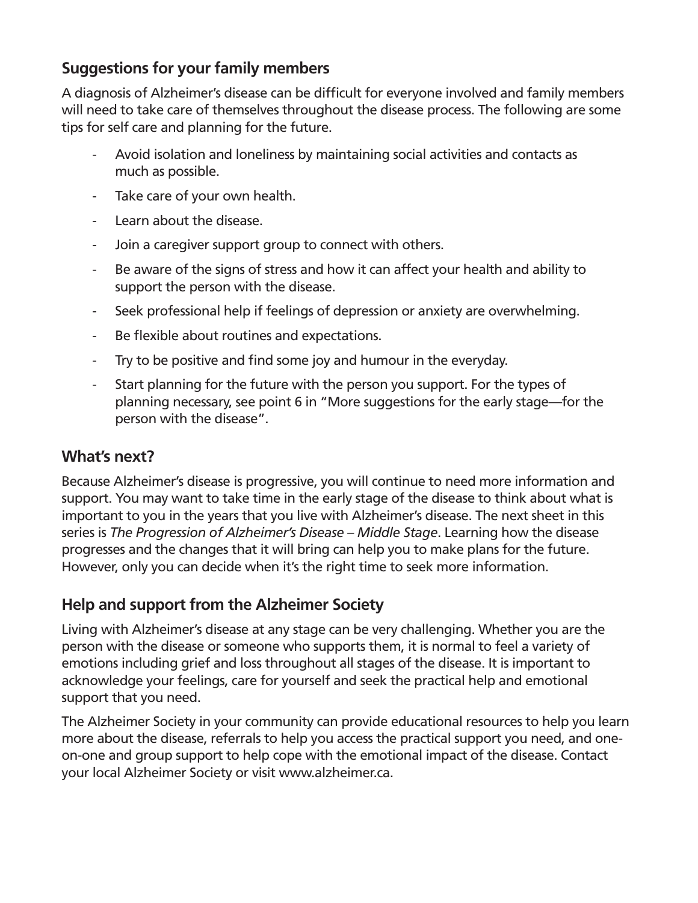## Suggestions for your family members

A diagnosis of Alzheimer's disease can be difficult for everyone involved and family members will need to take care of themselves throughout the disease process. The following are some tips for self care and planning for the future.

- Avoid isolation and loneliness by maintaining social activities and contacts as much as possible.
- Take care of your own health.
- Learn about the disease.
- Join a caregiver support group to connect with others.
- Be aware of the signs of stress and how it can affect your health and ability to support the person with the disease.
- Seek professional help if feelings of depression or anxiety are overwhelming.
- Be flexible about routines and expectations.
- Try to be positive and find some joy and humour in the everyday.
- Start planning for the future with the person you support. For the types of planning necessary, see point 6 in "More suggestions for the early stage—for the person with the disease".

## What's next?

Because Alzheimer's disease is progressive, you will continue to need more information and support. You may want to take time in the early stage of the disease to think about what is important to you in the years that you live with Alzheimer's disease. The next sheet in this series is *The Progression of Alzheimer's Disease – Middle Stage*. Learning how the disease progresses and the changes that it will bring can help you to make plans for the future. However, only you can decide when it's the right time to seek more information.

## Help and support from the Alzheimer Society

Living with Alzheimer's disease at any stage can be very challenging. Whether you are the person with the disease or someone who supports them, it is normal to feel a variety of emotions including grief and loss throughout all stages of the disease. It is important to acknowledge your feelings, care for yourself and seek the practical help and emotional support that you need.

The Alzheimer Society in your community can provide educational resources to help you learn more about the disease, referrals to help you access the practical support you need, and one-on-one and group support to help cope with the emotional impact of the disease. Contact your local Alzheimer Society or visit www.alzheimer.ca.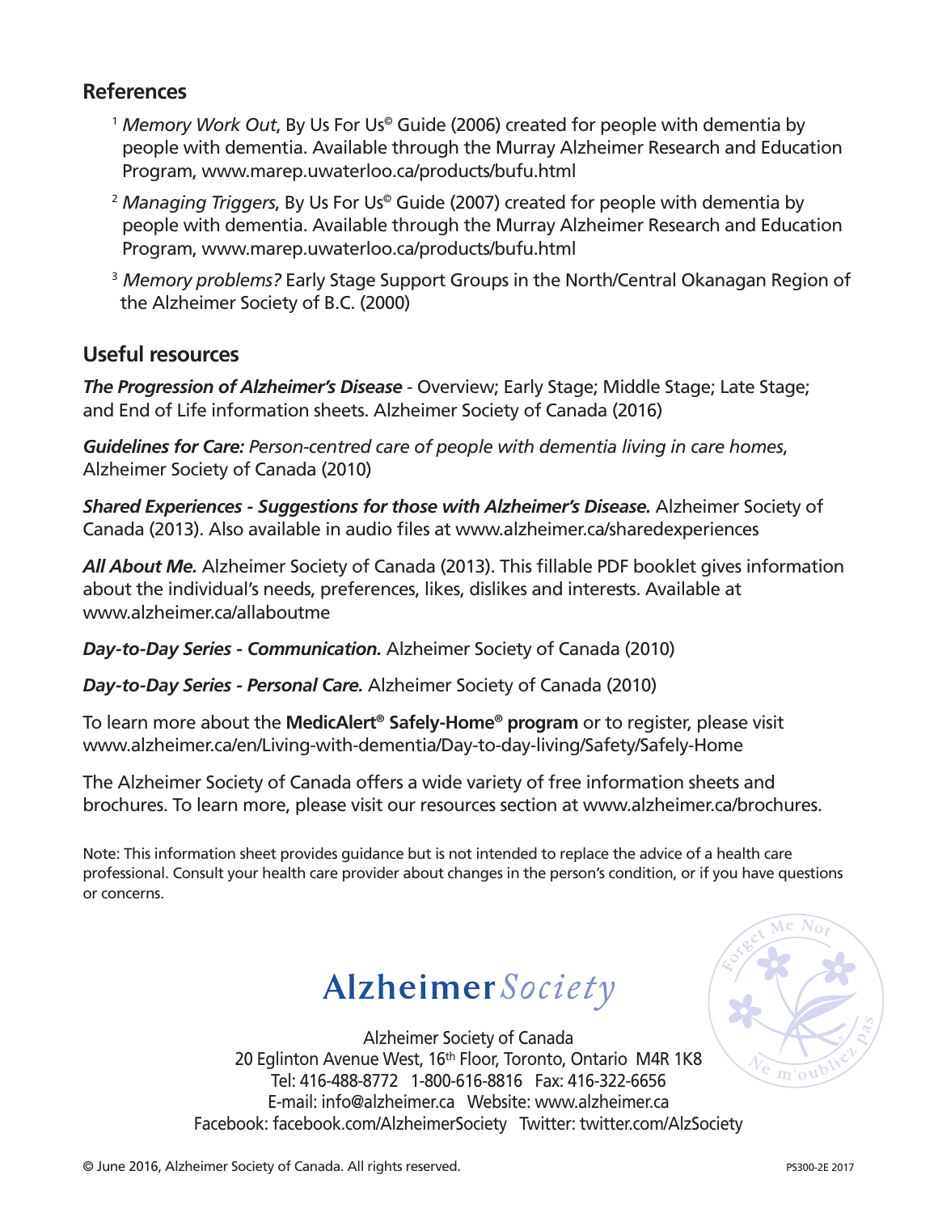## References

[1] *Memory Work Out*, By Us For Us© Guide (2006) created for people with dementia by people with dementia. Available through the Murray Alzheimer Research and Education Program, www.marep.uwaterloo.ca/products/bufu.html

[2] *Managing Triggers*, By Us For Us© Guide (2007) created for people with dementia by people with dementia. Available through the Murray Alzheimer Research and Education Program, www.marep.uwaterloo.ca/products/bufu.html

[3] *Memory problems?* Early Stage Support Groups in the North/Central Okanagan Region of the Alzheimer Society of B.C. (2000)

## Useful resources

***The Progression of Alzheimer's Disease*** - Overview; Early Stage; Middle Stage; Late Stage; and End of Life information sheets. Alzheimer Society of Canada (2016)

***Guidelines for Care:*** *Person-centred care of people with dementia living in care homes*, Alzheimer Society of Canada (2010)

***Shared Experiences - Suggestions for those with Alzheimer's Disease.*** Alzheimer Society of Canada (2013). Also available in audio files at www.alzheimer.ca/sharedexperiences

***All About Me.*** Alzheimer Society of Canada (2013). This fillable PDF booklet gives information about the individual's needs, preferences, likes, dislikes and interests. Available at www.alzheimer.ca/allaboutme

***Day-to-Day Series - Communication.*** Alzheimer Society of Canada (2010)

***Day-to-Day Series - Personal Care.*** Alzheimer Society of Canada (2010)

To learn more about the **MedicAlert® Safely-Home® program** or to register, please visit www.alzheimer.ca/en/Living-with-dementia/Day-to-day-living/Safety/Safely-Home

The Alzheimer Society of Canada offers a wide variety of free information sheets and brochures. To learn more, please visit our resources section at www.alzheimer.ca/brochures.

Note: This information sheet provides guidance but is not intended to replace the advice of a health care professional. Consult your health care provider about changes in the person's condition, or if you have questions or concerns.

Alzheimer Society

Alzheimer Society of Canada
20 Eglinton Avenue West, 16th Floor, Toronto, Ontario M4R 1K8
Tel: 416-488-8772 1-800-616-8816 Fax: 416-322-6656
E-mail: info@alzheimer.ca Website: www.alzheimer.ca
Facebook: facebook.com/AlzheimerSociety Twitter: twitter.com/AlzSociety

Forget Me Not — Ne m'oubliez pas

© June 2016, Alzheimer Society of Canada. All rights reserved.

PS300-2E 2017